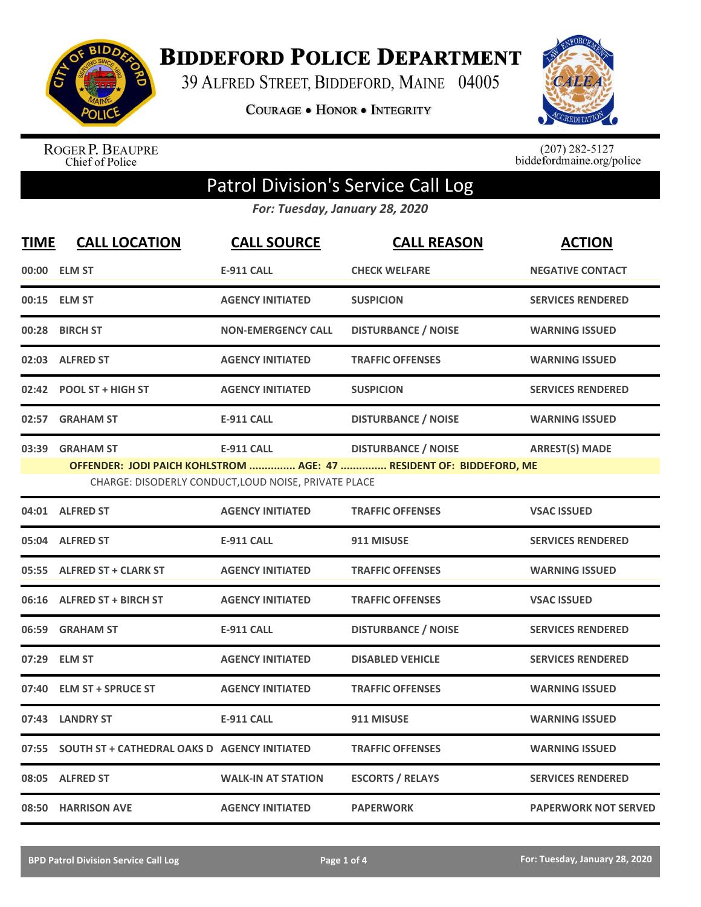# BIDDEFORD POLICE DEPARTMENT

39 ALFRED STREET, BIDDEFORD, MAINE 04005

COURAGE • HONOR • INTEGRITY

ROGER P. BEAUPRE
Chief of Police

(207) 282-5127
biddefordmaine.org/police

## Patrol Division's Service Call Log

*For: Tuesday, January 28, 2020*

| TIME | CALL LOCATION | CALL SOURCE | CALL REASON | ACTION |
|---|---|---|---|---|
| 00:00 | ELM ST | E-911 CALL | CHECK WELFARE | NEGATIVE CONTACT |
| 00:15 | ELM ST | AGENCY INITIATED | SUSPICION | SERVICES RENDERED |
| 00:28 | BIRCH ST | NON-EMERGENCY CALL | DISTURBANCE / NOISE | WARNING ISSUED |
| 02:03 | ALFRED ST | AGENCY INITIATED | TRAFFIC OFFENSES | WARNING ISSUED |
| 02:42 | POOL ST + HIGH ST | AGENCY INITIATED | SUSPICION | SERVICES RENDERED |
| 02:57 | GRAHAM ST | E-911 CALL | DISTURBANCE / NOISE | WARNING ISSUED |
| 03:39 | GRAHAM ST | E-911 CALL | DISTURBANCE / NOISE | ARREST(S) MADE |
| | OFFENDER: JODI PAICH KOHLSTROM ............... AGE: 47 ............... RESIDENT OF: BIDDEFORD, ME<br>CHARGE: DISODERLY CONDUCT,LOUD NOISE, PRIVATE PLACE | | | |
| 04:01 | ALFRED ST | AGENCY INITIATED | TRAFFIC OFFENSES | VSAC ISSUED |
| 05:04 | ALFRED ST | E-911 CALL | 911 MISUSE | SERVICES RENDERED |
| 05:55 | ALFRED ST + CLARK ST | AGENCY INITIATED | TRAFFIC OFFENSES | WARNING ISSUED |
| 06:16 | ALFRED ST + BIRCH ST | AGENCY INITIATED | TRAFFIC OFFENSES | VSAC ISSUED |
| 06:59 | GRAHAM ST | E-911 CALL | DISTURBANCE / NOISE | SERVICES RENDERED |
| 07:29 | ELM ST | AGENCY INITIATED | DISABLED VEHICLE | SERVICES RENDERED |
| 07:40 | ELM ST + SPRUCE ST | AGENCY INITIATED | TRAFFIC OFFENSES | WARNING ISSUED |
| 07:43 | LANDRY ST | E-911 CALL | 911 MISUSE | WARNING ISSUED |
| 07:55 | SOUTH ST + CATHEDRAL OAKS D | AGENCY INITIATED | TRAFFIC OFFENSES | WARNING ISSUED |
| 08:05 | ALFRED ST | WALK-IN AT STATION | ESCORTS / RELAYS | SERVICES RENDERED |
| 08:50 | HARRISON AVE | AGENCY INITIATED | PAPERWORK | PAPERWORK NOT SERVED |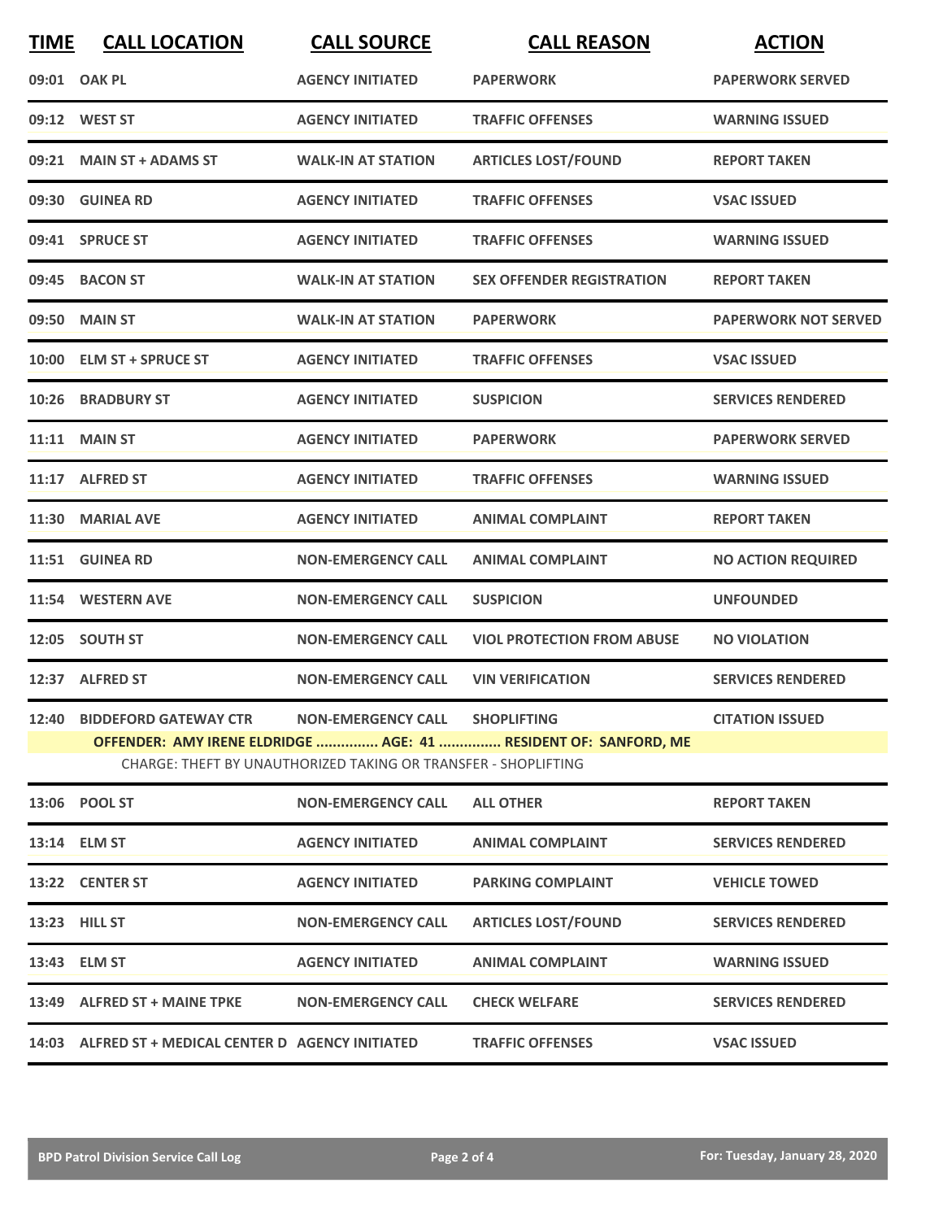| TIME | CALL LOCATION | CALL SOURCE | CALL REASON | ACTION |
|---|---|---|---|---|
| 09:01 | OAK PL | AGENCY INITIATED | PAPERWORK | PAPERWORK SERVED |
| 09:12 | WEST ST | AGENCY INITIATED | TRAFFIC OFFENSES | WARNING ISSUED |
| 09:21 | MAIN ST + ADAMS ST | WALK-IN AT STATION | ARTICLES LOST/FOUND | REPORT TAKEN |
| 09:30 | GUINEA RD | AGENCY INITIATED | TRAFFIC OFFENSES | VSAC ISSUED |
| 09:41 | SPRUCE ST | AGENCY INITIATED | TRAFFIC OFFENSES | WARNING ISSUED |
| 09:45 | BACON ST | WALK-IN AT STATION | SEX OFFENDER REGISTRATION | REPORT TAKEN |
| 09:50 | MAIN ST | WALK-IN AT STATION | PAPERWORK | PAPERWORK NOT SERVED |
| 10:00 | ELM ST + SPRUCE ST | AGENCY INITIATED | TRAFFIC OFFENSES | VSAC ISSUED |
| 10:26 | BRADBURY ST | AGENCY INITIATED | SUSPICION | SERVICES RENDERED |
| 11:11 | MAIN ST | AGENCY INITIATED | PAPERWORK | PAPERWORK SERVED |
| 11:17 | ALFRED ST | AGENCY INITIATED | TRAFFIC OFFENSES | WARNING ISSUED |
| 11:30 | MARIAL AVE | AGENCY INITIATED | ANIMAL COMPLAINT | REPORT TAKEN |
| 11:51 | GUINEA RD | NON-EMERGENCY CALL | ANIMAL COMPLAINT | NO ACTION REQUIRED |
| 11:54 | WESTERN AVE | NON-EMERGENCY CALL | SUSPICION | UNFOUNDED |
| 12:05 | SOUTH ST | NON-EMERGENCY CALL | VIOL PROTECTION FROM ABUSE | NO VIOLATION |
| 12:37 | ALFRED ST | NON-EMERGENCY CALL | VIN VERIFICATION | SERVICES RENDERED |
| 12:40 | BIDDEFORD GATEWAY CTR | NON-EMERGENCY CALL | SHOPLIFTING | CITATION ISSUED |
| | OFFENDER: AMY IRENE ELDRIDGE ............... AGE: 41 ............... RESIDENT OF: SANFORD, ME<br>CHARGE: THEFT BY UNAUTHORIZED TAKING OR TRANSFER - SHOPLIFTING | | | |
| 13:06 | POOL ST | NON-EMERGENCY CALL | ALL OTHER | REPORT TAKEN |
| 13:14 | ELM ST | AGENCY INITIATED | ANIMAL COMPLAINT | SERVICES RENDERED |
| 13:22 | CENTER ST | AGENCY INITIATED | PARKING COMPLAINT | VEHICLE TOWED |
| 13:23 | HILL ST | NON-EMERGENCY CALL | ARTICLES LOST/FOUND | SERVICES RENDERED |
| 13:43 | ELM ST | AGENCY INITIATED | ANIMAL COMPLAINT | WARNING ISSUED |
| 13:49 | ALFRED ST + MAINE TPKE | NON-EMERGENCY CALL | CHECK WELFARE | SERVICES RENDERED |
| 14:03 | ALFRED ST + MEDICAL CENTER D | AGENCY INITIATED | TRAFFIC OFFENSES | VSAC ISSUED |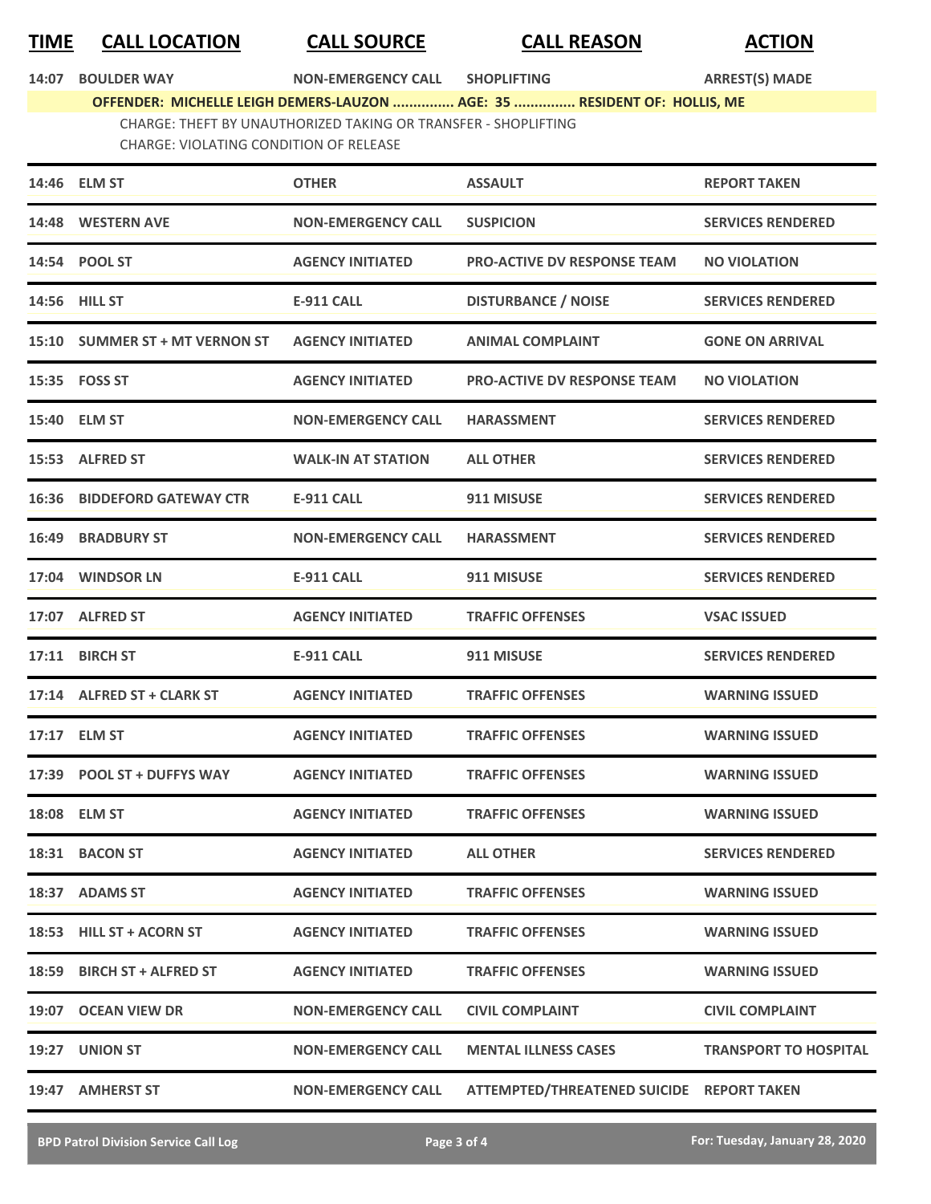| TIME | CALL LOCATION | CALL SOURCE | CALL REASON | ACTION |
|---|---|---|---|---|
| 14:07 | BOULDER WAY | NON-EMERGENCY CALL | SHOPLIFTING | ARREST(S) MADE |
| | OFFENDER: MICHELLE LEIGH DEMERS-LAUZON ............... AGE: 35 ............... RESIDENT OF: HOLLIS, ME | | | |
| | CHARGE: THEFT BY UNAUTHORIZED TAKING OR TRANSFER - SHOPLIFTING | | | |
| | CHARGE: VIOLATING CONDITION OF RELEASE | | | |
| 14:46 | ELM ST | OTHER | ASSAULT | REPORT TAKEN |
| 14:48 | WESTERN AVE | NON-EMERGENCY CALL | SUSPICION | SERVICES RENDERED |
| 14:54 | POOL ST | AGENCY INITIATED | PRO-ACTIVE DV RESPONSE TEAM | NO VIOLATION |
| 14:56 | HILL ST | E-911 CALL | DISTURBANCE / NOISE | SERVICES RENDERED |
| 15:10 | SUMMER ST + MT VERNON ST | AGENCY INITIATED | ANIMAL COMPLAINT | GONE ON ARRIVAL |
| 15:35 | FOSS ST | AGENCY INITIATED | PRO-ACTIVE DV RESPONSE TEAM | NO VIOLATION |
| 15:40 | ELM ST | NON-EMERGENCY CALL | HARASSMENT | SERVICES RENDERED |
| 15:53 | ALFRED ST | WALK-IN AT STATION | ALL OTHER | SERVICES RENDERED |
| 16:36 | BIDDEFORD GATEWAY CTR | E-911 CALL | 911 MISUSE | SERVICES RENDERED |
| 16:49 | BRADBURY ST | NON-EMERGENCY CALL | HARASSMENT | SERVICES RENDERED |
| 17:04 | WINDSOR LN | E-911 CALL | 911 MISUSE | SERVICES RENDERED |
| 17:07 | ALFRED ST | AGENCY INITIATED | TRAFFIC OFFENSES | VSAC ISSUED |
| 17:11 | BIRCH ST | E-911 CALL | 911 MISUSE | SERVICES RENDERED |
| 17:14 | ALFRED ST + CLARK ST | AGENCY INITIATED | TRAFFIC OFFENSES | WARNING ISSUED |
| 17:17 | ELM ST | AGENCY INITIATED | TRAFFIC OFFENSES | WARNING ISSUED |
| 17:39 | POOL ST + DUFFYS WAY | AGENCY INITIATED | TRAFFIC OFFENSES | WARNING ISSUED |
| 18:08 | ELM ST | AGENCY INITIATED | TRAFFIC OFFENSES | WARNING ISSUED |
| 18:31 | BACON ST | AGENCY INITIATED | ALL OTHER | SERVICES RENDERED |
| 18:37 | ADAMS ST | AGENCY INITIATED | TRAFFIC OFFENSES | WARNING ISSUED |
| 18:53 | HILL ST + ACORN ST | AGENCY INITIATED | TRAFFIC OFFENSES | WARNING ISSUED |
| 18:59 | BIRCH ST + ALFRED ST | AGENCY INITIATED | TRAFFIC OFFENSES | WARNING ISSUED |
| 19:07 | OCEAN VIEW DR | NON-EMERGENCY CALL | CIVIL COMPLAINT | CIVIL COMPLAINT |
| 19:27 | UNION ST | NON-EMERGENCY CALL | MENTAL ILLNESS CASES | TRANSPORT TO HOSPITAL |
| 19:47 | AMHERST ST | NON-EMERGENCY CALL | ATTEMPTED/THREATENED SUICIDE | REPORT TAKEN |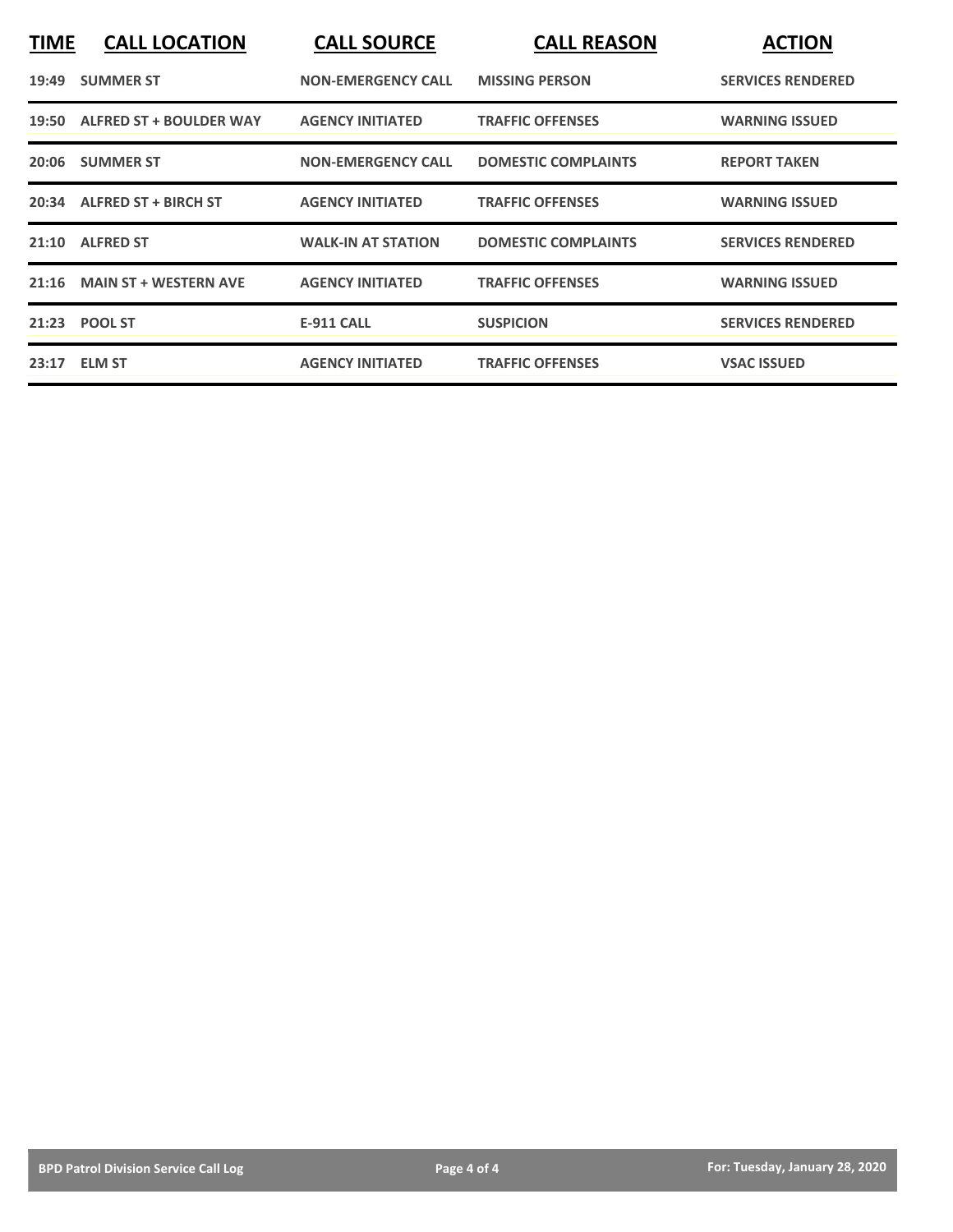| TIME | CALL LOCATION | CALL SOURCE | CALL REASON | ACTION |
|---|---|---|---|---|
| 19:49 | SUMMER ST | NON-EMERGENCY CALL | MISSING PERSON | SERVICES RENDERED |
| 19:50 | ALFRED ST + BOULDER WAY | AGENCY INITIATED | TRAFFIC OFFENSES | WARNING ISSUED |
| 20:06 | SUMMER ST | NON-EMERGENCY CALL | DOMESTIC COMPLAINTS | REPORT TAKEN |
| 20:34 | ALFRED ST + BIRCH ST | AGENCY INITIATED | TRAFFIC OFFENSES | WARNING ISSUED |
| 21:10 | ALFRED ST | WALK-IN AT STATION | DOMESTIC COMPLAINTS | SERVICES RENDERED |
| 21:16 | MAIN ST + WESTERN AVE | AGENCY INITIATED | TRAFFIC OFFENSES | WARNING ISSUED |
| 21:23 | POOL ST | E-911 CALL | SUSPICION | SERVICES RENDERED |
| 23:17 | ELM ST | AGENCY INITIATED | TRAFFIC OFFENSES | VSAC ISSUED |